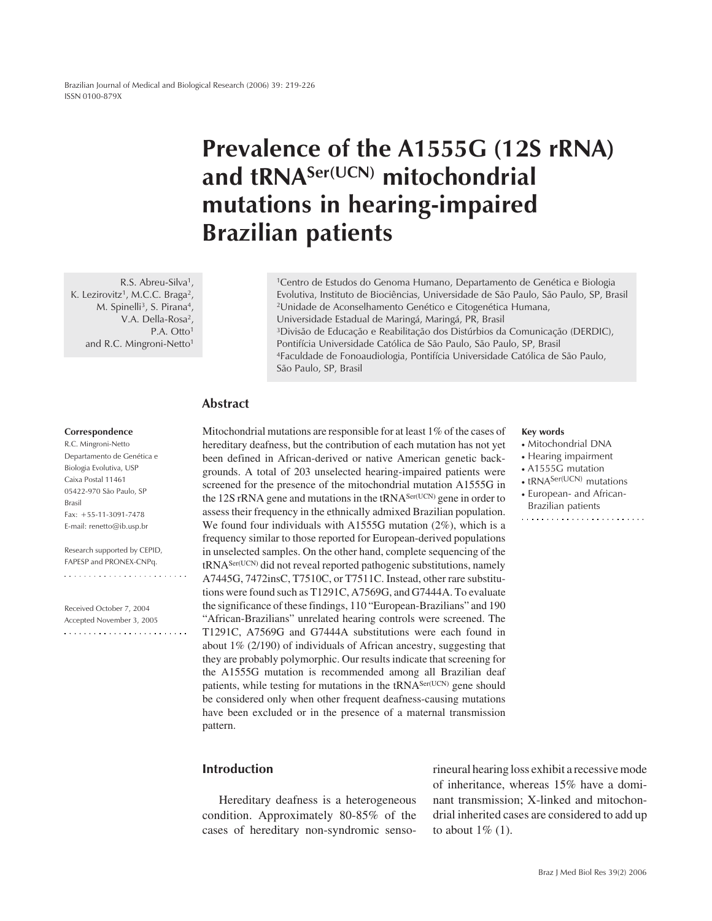# Prevalence of the A1555G (12S rRNA) and tRNA$^{Ser(UCN)}$ mitochondrial mutations in hearing-impaired Brazilian patients

R.S. Abreu-Silva[1], K. Lezirovitz[1], M.C.C. Braga[2], M. Spinelli[3], S. Pirana[4], V.A. Della-Rosa[2], P.A. Otto[1] and R.C. Mingroni-Netto[1]

[1]Centro de Estudos do Genoma Humano, Departamento de Genética e Biologia Evolutiva, Instituto de Biociências, Universidade de São Paulo, São Paulo, SP, Brasil
[2]Unidade de Aconselhamento Genético e Citogenética Humana, Universidade Estadual de Maringá, Maringá, PR, Brasil
[3]Divisão de Educação e Reabilitação dos Distúrbios da Comunicação (DERDIC), Pontifícia Universidade Católica de São Paulo, São Paulo, SP, Brasil
[4]Faculdade de Fonoaudiologia, Pontifícia Universidade Católica de São Paulo, São Paulo, SP, Brasil

**Correspondence**
R.C. Mingroni-Netto
Departamento de Genética e Biologia Evolutiva, USP
Caixa Postal 11461
05422-970 São Paulo, SP
Brasil
Fax: +55-11-3091-7478
E-mail: renetto@ib.usp.br

Research supported by CEPID, FAPESP and PRONEX-CNPq.

Received October 7, 2004
Accepted November 3, 2005

## Abstract

Mitochondrial mutations are responsible for at least 1% of the cases of hereditary deafness, but the contribution of each mutation has not yet been defined in African-derived or native American genetic backgrounds. A total of 203 unselected hearing-impaired patients were screened for the presence of the mitochondrial mutation A1555G in the 12S rRNA gene and mutations in the tRNA$^{Ser(UCN)}$ gene in order to assess their frequency in the ethnically admixed Brazilian population. We found four individuals with A1555G mutation (2%), which is a frequency similar to those reported for European-derived populations in unselected samples. On the other hand, complete sequencing of the tRNA$^{Ser(UCN)}$ did not reveal reported pathogenic substitutions, namely A7445G, 7472insC, T7510C, or T7511C. Instead, other rare substitutions were found such as T1291C, A7569G, and G7444A. To evaluate the significance of these findings, 110 "European-Brazilians" and 190 "African-Brazilians" unrelated hearing controls were screened. The T1291C, A7569G and G7444A substitutions were each found in about 1% (2/190) of individuals of African ancestry, suggesting that they are probably polymorphic. Our results indicate that screening for the A1555G mutation is recommended among all Brazilian deaf patients, while testing for mutations in the tRNA$^{Ser(UCN)}$ gene should be considered only when other frequent deafness-causing mutations have been excluded or in the presence of a maternal transmission pattern.

**Key words**
- Mitochondrial DNA
- Hearing impairment
- A1555G mutation
- tRNA$^{Ser(UCN)}$ mutations
- European- and African-Brazilian patients

## Introduction

Hereditary deafness is a heterogeneous condition. Approximately 80-85% of the cases of hereditary non-syndromic sensorineural hearing loss exhibit a recessive mode of inheritance, whereas 15% have a dominant transmission; X-linked and mitochondrial inherited cases are considered to add up to about 1% (1).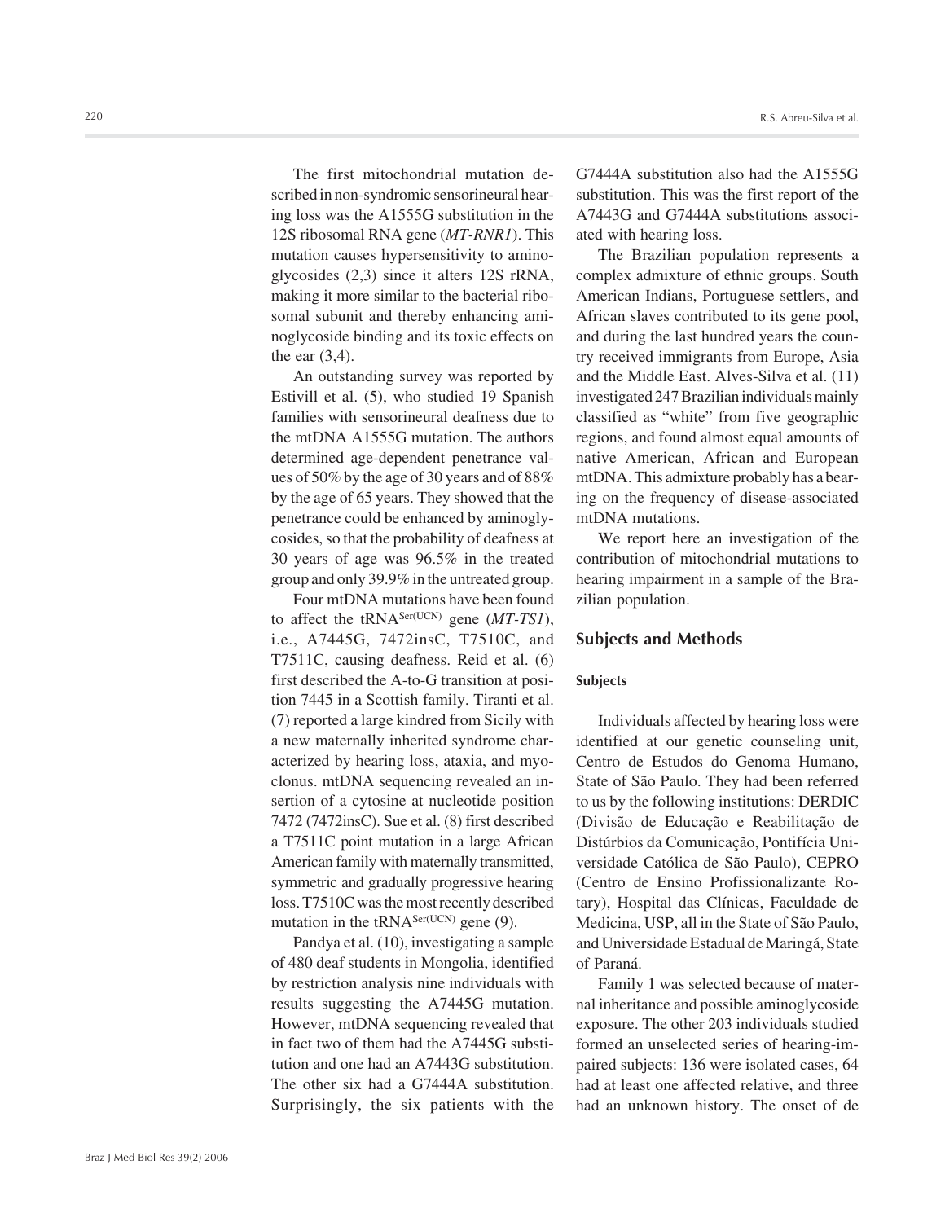The first mitochondrial mutation described in non-syndromic sensorineural hearing loss was the A1555G substitution in the 12S ribosomal RNA gene (*MT-RNR1*). This mutation causes hypersensitivity to aminoglycosides (2,3) since it alters 12S rRNA, making it more similar to the bacterial ribosomal subunit and thereby enhancing aminoglycoside binding and its toxic effects on the ear (3,4).

An outstanding survey was reported by Estivill et al. (5), who studied 19 Spanish families with sensorineural deafness due to the mtDNA A1555G mutation. The authors determined age-dependent penetrance values of 50% by the age of 30 years and of 88% by the age of 65 years. They showed that the penetrance could be enhanced by aminoglycosides, so that the probability of deafness at 30 years of age was 96.5% in the treated group and only 39.9% in the untreated group.

Four mtDNA mutations have been found to affect the tRNA$^{Ser(UCN)}$ gene (*MT-TS1*), i.e., A7445G, 7472insC, T7510C, and T7511C, causing deafness. Reid et al. (6) first described the A-to-G transition at position 7445 in a Scottish family. Tiranti et al. (7) reported a large kindred from Sicily with a new maternally inherited syndrome characterized by hearing loss, ataxia, and myoclonus. mtDNA sequencing revealed an insertion of a cytosine at nucleotide position 7472 (7472insC). Sue et al. (8) first described a T7511C point mutation in a large African American family with maternally transmitted, symmetric and gradually progressive hearing loss. T7510C was the most recently described mutation in the tRNA$^{Ser(UCN)}$ gene (9).

Pandya et al. (10), investigating a sample of 480 deaf students in Mongolia, identified by restriction analysis nine individuals with results suggesting the A7445G mutation. However, mtDNA sequencing revealed that in fact two of them had the A7445G substitution and one had an A7443G substitution. The other six had a G7444A substitution. Surprisingly, the six patients with the G7444A substitution also had the A1555G substitution. This was the first report of the A7443G and G7444A substitutions associated with hearing loss.

The Brazilian population represents a complex admixture of ethnic groups. South American Indians, Portuguese settlers, and African slaves contributed to its gene pool, and during the last hundred years the country received immigrants from Europe, Asia and the Middle East. Alves-Silva et al. (11) investigated 247 Brazilian individuals mainly classified as "white" from five geographic regions, and found almost equal amounts of native American, African and European mtDNA. This admixture probably has a bearing on the frequency of disease-associated mtDNA mutations.

We report here an investigation of the contribution of mitochondrial mutations to hearing impairment in a sample of the Brazilian population.

## Subjects and Methods

### Subjects

Individuals affected by hearing loss were identified at our genetic counseling unit, Centro de Estudos do Genoma Humano, State of São Paulo. They had been referred to us by the following institutions: DERDIC (Divisão de Educação e Reabilitação de Distúrbios da Comunicação, Pontifícia Universidade Católica de São Paulo), CEPRO (Centro de Ensino Profissionalizante Rotary), Hospital das Clínicas, Faculdade de Medicina, USP, all in the State of São Paulo, and Universidade Estadual de Maringá, State of Paraná.

Family 1 was selected because of maternal inheritance and possible aminoglycoside exposure. The other 203 individuals studied formed an unselected series of hearing-impaired subjects: 136 were isolated cases, 64 had at least one affected relative, and three had an unknown history. The onset of de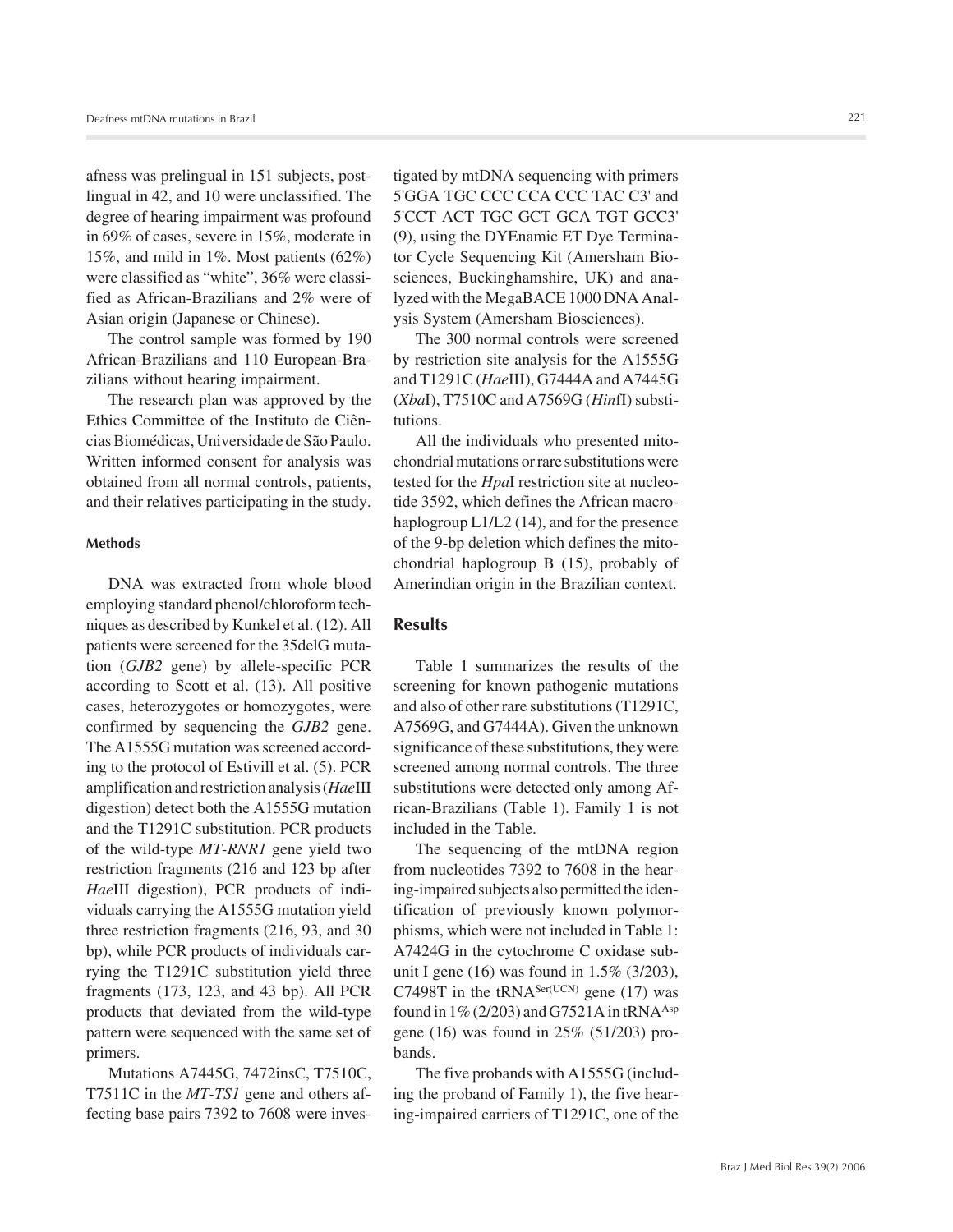afness was prelingual in 151 subjects, post-lingual in 42, and 10 were unclassified. The degree of hearing impairment was profound in 69% of cases, severe in 15%, moderate in 15%, and mild in 1%. Most patients (62%) were classified as "white", 36% were classified as African-Brazilians and 2% were of Asian origin (Japanese or Chinese).

The control sample was formed by 190 African-Brazilians and 110 European-Brazilians without hearing impairment.

The research plan was approved by the Ethics Committee of the Instituto de Ciências Biomédicas, Universidade de São Paulo. Written informed consent for analysis was obtained from all normal controls, patients, and their relatives participating in the study.

### Methods

DNA was extracted from whole blood employing standard phenol/chloroform techniques as described by Kunkel et al. (12). All patients were screened for the 35delG mutation (*GJB2* gene) by allele-specific PCR according to Scott et al. (13). All positive cases, heterozygotes or homozygotes, were confirmed by sequencing the *GJB2* gene. The A1555G mutation was screened according to the protocol of Estivill et al. (5). PCR amplification and restriction analysis (*Hae*III digestion) detect both the A1555G mutation and the T1291C substitution. PCR products of the wild-type *MT-RNR1* gene yield two restriction fragments (216 and 123 bp after *Hae*III digestion), PCR products of individuals carrying the A1555G mutation yield three restriction fragments (216, 93, and 30 bp), while PCR products of individuals carrying the T1291C substitution yield three fragments (173, 123, and 43 bp). All PCR products that deviated from the wild-type pattern were sequenced with the same set of primers.

Mutations A7445G, 7472insC, T7510C, T7511C in the *MT-TS1* gene and others affecting base pairs 7392 to 7608 were investigated by mtDNA sequencing with primers 5'GGA TGC CCC CCA CCC TAC C3' and 5'CCT ACT TGC GCT GCA TGT GCC3' (9), using the DYEnamic ET Dye Terminator Cycle Sequencing Kit (Amersham Biosciences, Buckinghamshire, UK) and analyzed with the MegaBACE 1000 DNA Analysis System (Amersham Biosciences).

The 300 normal controls were screened by restriction site analysis for the A1555G and T1291C (*Hae*III), G7444A and A7445G (*Xba*I), T7510C and A7569G (*Hin*fI) substitutions.

All the individuals who presented mitochondrial mutations or rare substitutions were tested for the *Hpa*I restriction site at nucleotide 3592, which defines the African macro-haplogroup L1/L2 (14), and for the presence of the 9-bp deletion which defines the mitochondrial haplogroup B (15), probably of Amerindian origin in the Brazilian context.

## Results

Table 1 summarizes the results of the screening for known pathogenic mutations and also of other rare substitutions (T1291C, A7569G, and G7444A). Given the unknown significance of these substitutions, they were screened among normal controls. The three substitutions were detected only among African-Brazilians (Table 1). Family 1 is not included in the Table.

The sequencing of the mtDNA region from nucleotides 7392 to 7608 in the hearing-impaired subjects also permitted the identification of previously known polymorphisms, which were not included in Table 1: A7424G in the cytochrome C oxidase subunit I gene (16) was found in 1.5% (3/203), C7498T in the tRNA$^{Ser(UCN)}$ gene (17) was found in 1% (2/203) and G7521A in tRNA$^{Asp}$ gene (16) was found in 25% (51/203) probands.

The five probands with A1555G (including the proband of Family 1), the five hearing-impaired carriers of T1291C, one of the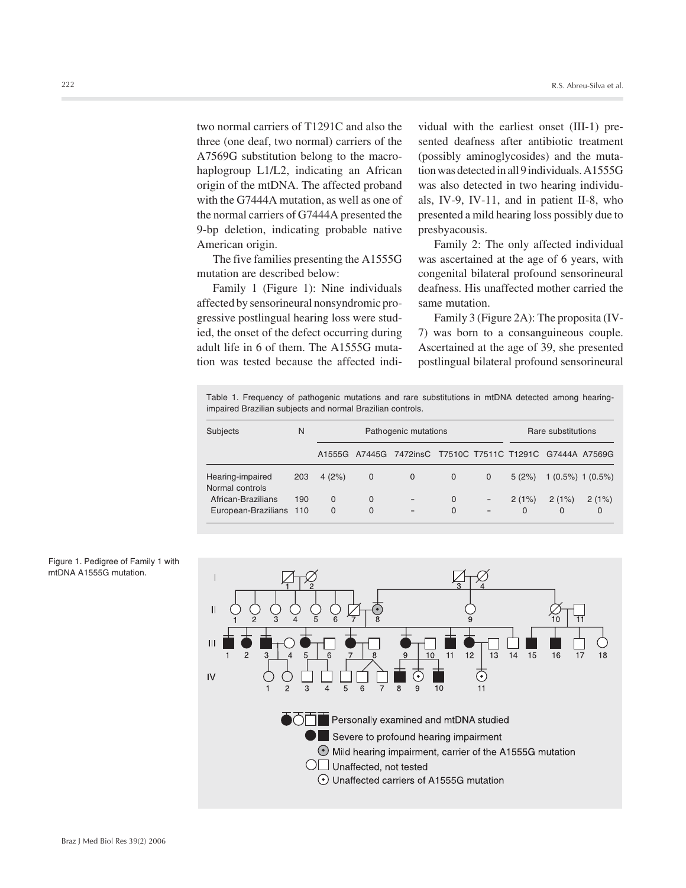two normal carriers of T1291C and also the three (one deaf, two normal) carriers of the A7569G substitution belong to the macrohaplogroup L1/L2, indicating an African origin of the mtDNA. The affected proband with the G7444A mutation, as well as one of the normal carriers of G7444A presented the 9-bp deletion, indicating probable native American origin.

The five families presenting the A1555G mutation are described below:

Family 1 (Figure 1): Nine individuals affected by sensorineural nonsyndromic progressive postlingual hearing loss were studied, the onset of the defect occurring during adult life in 6 of them. The A1555G mutation was tested because the affected individual with the earliest onset (III-1) presented deafness after antibiotic treatment (possibly aminoglycosides) and the mutation was detected in all 9 individuals. A1555G was also detected in two hearing individuals, IV-9, IV-11, and in patient II-8, who presented a mild hearing loss possibly due to presbyacousis.

Family 2: The only affected individual was ascertained at the age of 6 years, with congenital bilateral profound sensorineural deafness. His unaffected mother carried the same mutation.

Family 3 (Figure 2A): The proposita (IV-7) was born to a consanguineous couple. Ascertained at the age of 39, she presented postlingual bilateral profound sensorineural

Table 1. Frequency of pathogenic mutations and rare substitutions in mtDNA detected among hearing-impaired Brazilian subjects and normal Brazilian controls.

| Subjects | N | Pathogenic mutations | | | | | Rare substitutions | | |
|---|---|---|---|---|---|---|---|---|---|
| | | A1555G | A7445G | 7472insC | T7510C | T7511C | T1291C | G7444A | A7569G |
| Hearing-impaired | 203 | 4 (2%) | 0 | 0 | 0 | 0 | 5 (2%) | 1 (0.5%) | 1 (0.5%) |
| Normal controls | | | | | | | | | |
| African-Brazilians | 190 | 0 | 0 | - | 0 | - | 2 (1%) | 2 (1%) | 2 (1%) |
| European-Brazilians | 110 | 0 | 0 | - | 0 | - | 0 | 0 | 0 |

Figure 1. Pedigree of Family 1 with mtDNA A1555G mutation.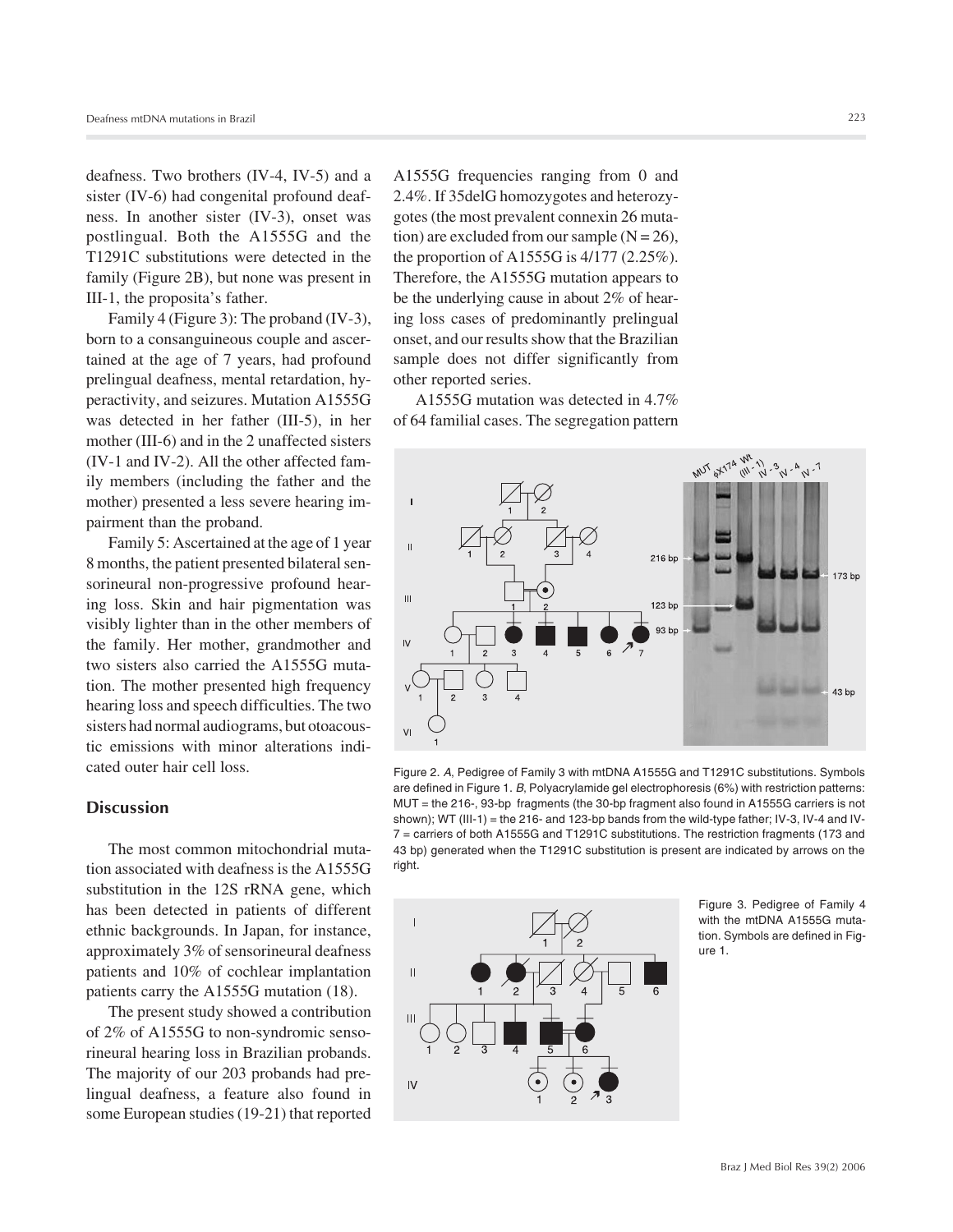deafness. Two brothers (IV-4, IV-5) and a sister (IV-6) had congenital profound deafness. In another sister (IV-3), onset was postlingual. Both the A1555G and the T1291C substitutions were detected in the family (Figure 2B), but none was present in III-1, the proposita's father.

Family 4 (Figure 3): The proband (IV-3), born to a consanguineous couple and ascertained at the age of 7 years, had profound prelingual deafness, mental retardation, hyperactivity, and seizures. Mutation A1555G was detected in her father (III-5), in her mother (III-6) and in the 2 unaffected sisters (IV-1 and IV-2). All the other affected family members (including the father and the mother) presented a less severe hearing impairment than the proband.

Family 5: Ascertained at the age of 1 year 8 months, the patient presented bilateral sensorineural non-progressive profound hearing loss. Skin and hair pigmentation was visibly lighter than in the other members of the family. Her mother, grandmother and two sisters also carried the A1555G mutation. The mother presented high frequency hearing loss and speech difficulties. The two sisters had normal audiograms, but otoacoustic emissions with minor alterations indicated outer hair cell loss.

## Discussion

The most common mitochondrial mutation associated with deafness is the A1555G substitution in the 12S rRNA gene, which has been detected in patients of different ethnic backgrounds. In Japan, for instance, approximately 3% of sensorineural deafness patients and 10% of cochlear implantation patients carry the A1555G mutation (18).

The present study showed a contribution of 2% of A1555G to non-syndromic sensorineural hearing loss in Brazilian probands. The majority of our 203 probands had prelingual deafness, a feature also found in some European studies (19-21) that reported A1555G frequencies ranging from 0 and 2.4%. If 35delG homozygotes and heterozygotes (the most prevalent connexin 26 mutation) are excluded from our sample (N = 26), the proportion of A1555G is 4/177 (2.25%). Therefore, the A1555G mutation appears to be the underlying cause in about 2% of hearing loss cases of predominantly prelingual onset, and our results show that the Brazilian sample does not differ significantly from other reported series.

A1555G mutation was detected in 4.7% of 64 familial cases. The segregation pattern

Figure 2. *A*, Pedigree of Family 3 with mtDNA A1555G and T1291C substitutions. Symbols are defined in Figure 1. *B*, Polyacrylamide gel electrophoresis (6%) with restriction patterns: MUT = the 216-, 93-bp fragments (the 30-bp fragment also found in A1555G carriers is not shown); WT (III-1) = the 216- and 123-bp bands from the wild-type father; IV-3, IV-4 and IV-7 = carriers of both A1555G and T1291C substitutions. The restriction fragments (173 and 43 bp) generated when the T1291C substitution is present are indicated by arrows on the right.

Figure 3. Pedigree of Family 4 with the mtDNA A1555G mutation. Symbols are defined in Figure 1.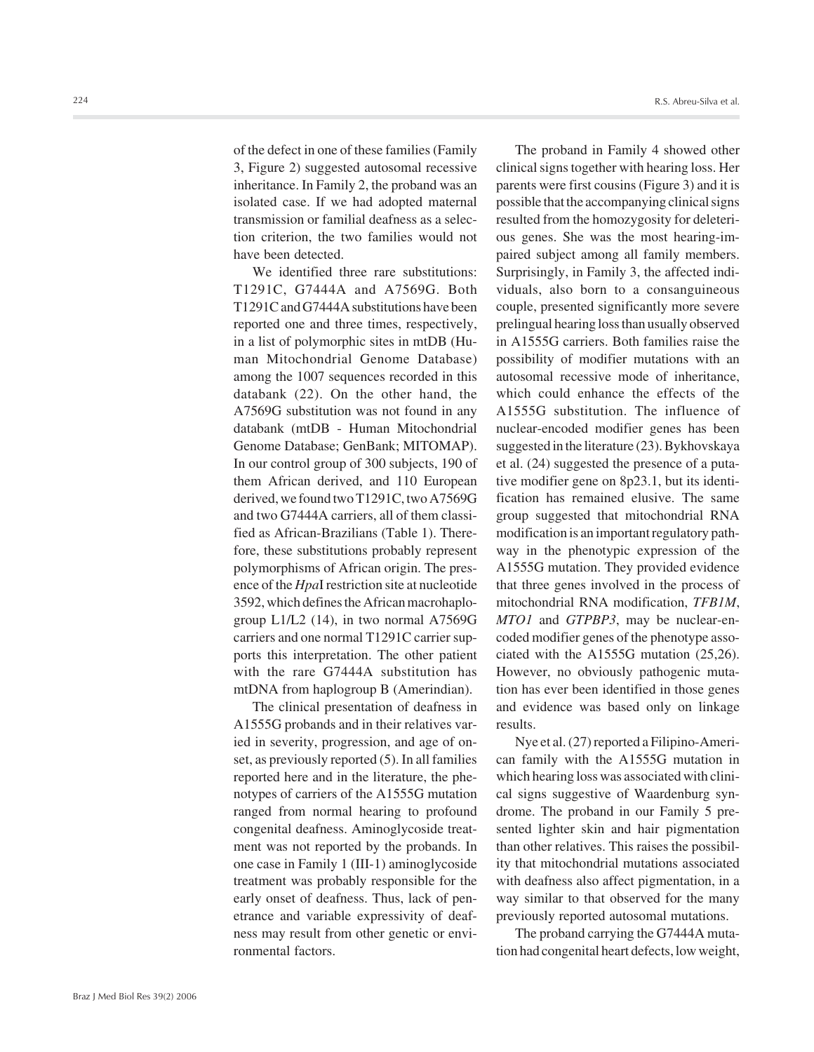of the defect in one of these families (Family 3, Figure 2) suggested autosomal recessive inheritance. In Family 2, the proband was an isolated case. If we had adopted maternal transmission or familial deafness as a selection criterion, the two families would not have been detected.

We identified three rare substitutions: T1291C, G7444A and A7569G. Both T1291C and G7444A substitutions have been reported one and three times, respectively, in a list of polymorphic sites in mtDB (Human Mitochondrial Genome Database) among the 1007 sequences recorded in this databank (22). On the other hand, the A7569G substitution was not found in any databank (mtDB - Human Mitochondrial Genome Database; GenBank; MITOMAP). In our control group of 300 subjects, 190 of them African derived, and 110 European derived, we found two T1291C, two A7569G and two G7444A carriers, all of them classified as African-Brazilians (Table 1). Therefore, these substitutions probably represent polymorphisms of African origin. The presence of the *Hpa*I restriction site at nucleotide 3592, which defines the African macrohaplogroup L1/L2 (14), in two normal A7569G carriers and one normal T1291C carrier supports this interpretation. The other patient with the rare G7444A substitution has mtDNA from haplogroup B (Amerindian).

The clinical presentation of deafness in A1555G probands and in their relatives varied in severity, progression, and age of onset, as previously reported (5). In all families reported here and in the literature, the phenotypes of carriers of the A1555G mutation ranged from normal hearing to profound congenital deafness. Aminoglycoside treatment was not reported by the probands. In one case in Family 1 (III-1) aminoglycoside treatment was probably responsible for the early onset of deafness. Thus, lack of penetrance and variable expressivity of deafness may result from other genetic or environmental factors.

The proband in Family 4 showed other clinical signs together with hearing loss. Her parents were first cousins (Figure 3) and it is possible that the accompanying clinical signs resulted from the homozygosity for deleterious genes. She was the most hearing-impaired subject among all family members. Surprisingly, in Family 3, the affected individuals, also born to a consanguineous couple, presented significantly more severe prelingual hearing loss than usually observed in A1555G carriers. Both families raise the possibility of modifier mutations with an autosomal recessive mode of inheritance, which could enhance the effects of the A1555G substitution. The influence of nuclear-encoded modifier genes has been suggested in the literature (23). Bykhovskaya et al. (24) suggested the presence of a putative modifier gene on 8p23.1, but its identification has remained elusive. The same group suggested that mitochondrial RNA modification is an important regulatory pathway in the phenotypic expression of the A1555G mutation. They provided evidence that three genes involved in the process of mitochondrial RNA modification, *TFB1M*, *MTO1* and *GTPBP3*, may be nuclear-encoded modifier genes of the phenotype associated with the A1555G mutation (25,26). However, no obviously pathogenic mutation has ever been identified in those genes and evidence was based only on linkage results.

Nye et al. (27) reported a Filipino-American family with the A1555G mutation in which hearing loss was associated with clinical signs suggestive of Waardenburg syndrome. The proband in our Family 5 presented lighter skin and hair pigmentation than other relatives. This raises the possibility that mitochondrial mutations associated with deafness also affect pigmentation, in a way similar to that observed for the many previously reported autosomal mutations.

The proband carrying the G7444A mutation had congenital heart defects, low weight,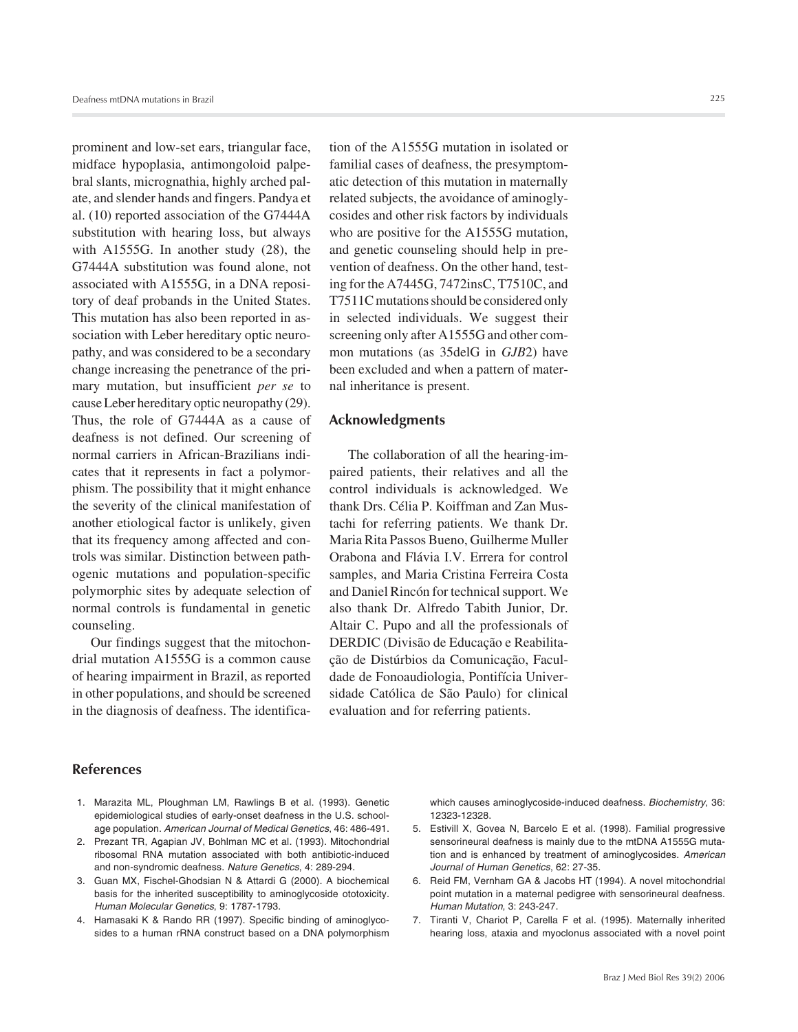prominent and low-set ears, triangular face, midface hypoplasia, antimongoloid palpebral slants, micrognathia, highly arched palate, and slender hands and fingers. Pandya et al. (10) reported association of the G7444A substitution with hearing loss, but always with A1555G. In another study (28), the G7444A substitution was found alone, not associated with A1555G, in a DNA repository of deaf probands in the United States. This mutation has also been reported in association with Leber hereditary optic neuropathy, and was considered to be a secondary change increasing the penetrance of the primary mutation, but insufficient *per se* to cause Leber hereditary optic neuropathy (29). Thus, the role of G7444A as a cause of deafness is not defined. Our screening of normal carriers in African-Brazilians indicates that it represents in fact a polymorphism. The possibility that it might enhance the severity of the clinical manifestation of another etiological factor is unlikely, given that its frequency among affected and controls was similar. Distinction between pathogenic mutations and population-specific polymorphic sites by adequate selection of normal controls is fundamental in genetic counseling.

Our findings suggest that the mitochondrial mutation A1555G is a common cause of hearing impairment in Brazil, as reported in other populations, and should be screened in the diagnosis of deafness. The identification of the A1555G mutation in isolated or familial cases of deafness, the presymptomatic detection of this mutation in maternally related subjects, the avoidance of aminoglycosides and other risk factors by individuals who are positive for the A1555G mutation, and genetic counseling should help in prevention of deafness. On the other hand, testing for the A7445G, 7472insC, T7510C, and T7511C mutations should be considered only in selected individuals. We suggest their screening only after A1555G and other common mutations (as 35delG in *GJB2*) have been excluded and when a pattern of maternal inheritance is present.

## Acknowledgments

The collaboration of all the hearing-impaired patients, their relatives and all the control individuals is acknowledged. We thank Drs. Célia P. Koiffman and Zan Mustachi for referring patients. We thank Dr. Maria Rita Passos Bueno, Guilherme Muller Orabona and Flávia I.V. Errera for control samples, and Maria Cristina Ferreira Costa and Daniel Rincón for technical support. We also thank Dr. Alfredo Tabith Junior, Dr. Altair C. Pupo and all the professionals of DERDIC (Divisão de Educação e Reabilitação de Distúrbios da Comunicação, Faculdade de Fonoaudiologia, Pontifícia Universidade Católica de São Paulo) for clinical evaluation and for referring patients.

## References

1. Marazita ML, Ploughman LM, Rawlings B et al. (1993). Genetic epidemiological studies of early-onset deafness in the U.S. school-age population. *American Journal of Medical Genetics*, 46: 486-491.
2. Prezant TR, Agapian JV, Bohlman MC et al. (1993). Mitochondrial ribosomal RNA mutation associated with both antibiotic-induced and non-syndromic deafness. *Nature Genetics*, 4: 289-294.
3. Guan MX, Fischel-Ghodsian N & Attardi G (2000). A biochemical basis for the inherited susceptibility to aminoglycoside ototoxicity. *Human Molecular Genetics*, 9: 1787-1793.
4. Hamasaki K & Rando RR (1997). Specific binding of aminoglycosides to a human rRNA construct based on a DNA polymorphism which causes aminoglycoside-induced deafness. *Biochemistry*, 36: 12323-12328.
5. Estivill X, Govea N, Barcelo E et al. (1998). Familial progressive sensorineural deafness is mainly due to the mtDNA A1555G mutation and is enhanced by treatment of aminoglycosides. *American Journal of Human Genetics*, 62: 27-35.
6. Reid FM, Vernham GA & Jacobs HT (1994). A novel mitochondrial point mutation in a maternal pedigree with sensorineural deafness. *Human Mutation*, 3: 243-247.
7. Tiranti V, Chariot P, Carella F et al. (1995). Maternally inherited hearing loss, ataxia and myoclonus associated with a novel point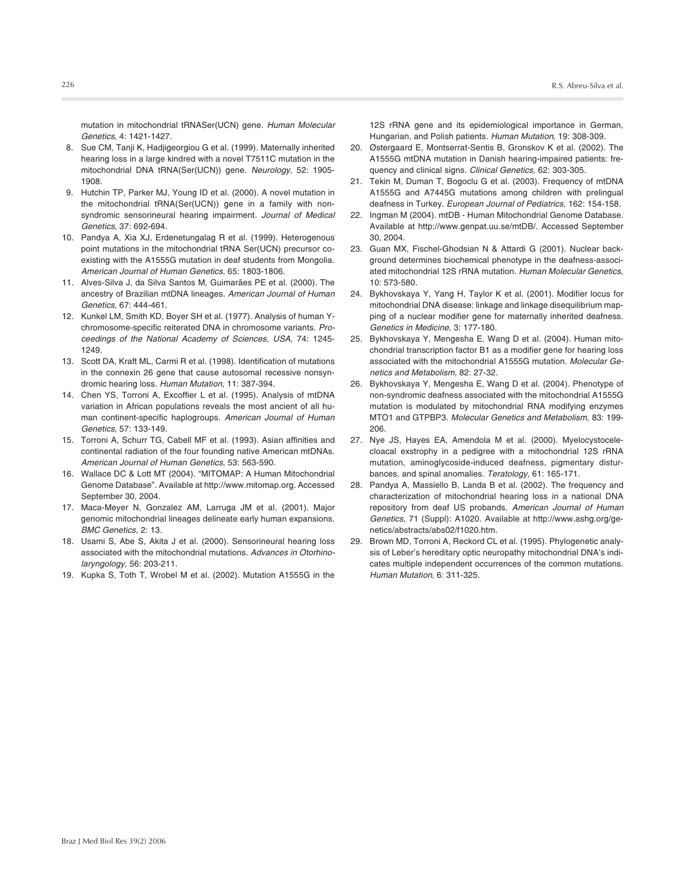mutation in mitochondrial tRNASer(UCN) gene. *Human Molecular Genetics*, 4: 1421-1427.

8. Sue CM, Tanji K, Hadjigeorgiou G et al. (1999). Maternally inherited hearing loss in a large kindred with a novel T7511C mutation in the mitochondrial DNA tRNA(Ser(UCN)) gene. *Neurology*, 52: 1905-1908.
9. Hutchin TP, Parker MJ, Young ID et al. (2000). A novel mutation in the mitochondrial tRNA(Ser(UCN)) gene in a family with non-syndromic sensorineural hearing impairment. *Journal of Medical Genetics*, 37: 692-694.
10. Pandya A, Xia XJ, Erdenetungalag R et al. (1999). Heterogenous point mutations in the mitochondrial tRNA Ser(UCN) precursor coexisting with the A1555G mutation in deaf students from Mongolia. *American Journal of Human Genetics*, 65: 1803-1806.
11. Alves-Silva J, da Silva Santos M, Guimarães PE et al. (2000). The ancestry of Brazilian mtDNA lineages. *American Journal of Human Genetics*, 67: 444-461.
12. Kunkel LM, Smith KD, Boyer SH et al. (1977). Analysis of human Y-chromosome-specific reiterated DNA in chromosome variants. *Proceedings of the National Academy of Sciences, USA*, 74: 1245-1249.
13. Scott DA, Kraft ML, Carmi R et al. (1998). Identification of mutations in the connexin 26 gene that cause autosomal recessive nonsyndromic hearing loss. *Human Mutation*, 11: 387-394.
14. Chen YS, Torroni A, Excoffier L et al. (1995). Analysis of mtDNA variation in African populations reveals the most ancient of all human continent-specific haplogroups. *American Journal of Human Genetics*, 57: 133-149.
15. Torroni A, Schurr TG, Cabell MF et al. (1993). Asian affinities and continental radiation of the four founding native American mtDNAs. *American Journal of Human Genetics*, 53: 563-590.
16. Wallace DC & Lott MT (2004). "MITOMAP: A Human Mitochondrial Genome Database". Available at http://www.mitomap.org. Accessed September 30, 2004.
17. Maca-Meyer N, Gonzalez AM, Larruga JM et al. (2001). Major genomic mitochondrial lineages delineate early human expansions. *BMC Genetics*, 2: 13.
18. Usami S, Abe S, Akita J et al. (2000). Sensorineural hearing loss associated with the mitochondrial mutations. *Advances in Otorhinolaryngology*, 56: 203-211.
19. Kupka S, Toth T, Wrobel M et al. (2002). Mutation A1555G in the 12S rRNA gene and its epidemiological importance in German, Hungarian, and Polish patients. *Human Mutation*, 19: 308-309.
20. Østergaard E, Montserrat-Sentis B, Gronskov K et al. (2002). The A1555G mtDNA mutation in Danish hearing-impaired patients: frequency and clinical signs. *Clinical Genetics*, 62: 303-305.
21. Tekin M, Duman T, Bogoclu G et al. (2003). Frequency of mtDNA A1555G and A7445G mutations among children with prelingual deafness in Turkey. *European Journal of Pediatrics*, 162: 154-158.
22. Ingman M (2004). mtDB - Human Mitochondrial Genome Database. Available at http://www.genpat.uu.se/mtDB/. Accessed September 30, 2004.
23. Guan MX, Fischel-Ghodsian N & Attardi G (2001). Nuclear background determines biochemical phenotype in the deafness-associated mitochondrial 12S rRNA mutation. *Human Molecular Genetics*, 10: 573-580.
24. Bykhovskaya Y, Yang H, Taylor K et al. (2001). Modifier locus for mitochondrial DNA disease: linkage and linkage disequilibrium mapping of a nuclear modifier gene for maternally inherited deafness. *Genetics in Medicine*, 3: 177-180.
25. Bykhovskaya Y, Mengesha E, Wang D et al. (2004). Human mitochondrial transcription factor B1 as a modifier gene for hearing loss associated with the mitochondrial A1555G mutation. *Molecular Genetics and Metabolism*, 82: 27-32.
26. Bykhovskaya Y, Mengesha E, Wang D et al. (2004). Phenotype of non-syndromic deafness associated with the mitochondrial A1555G mutation is modulated by mitochondrial RNA modifying enzymes MTO1 and GTPBP3. *Molecular Genetics and Metabolism*, 83: 199-206.
27. Nye JS, Hayes EA, Amendola M et al. (2000). Myelocystocele-cloacal exstrophy in a pedigree with a mitochondrial 12S rRNA mutation, aminoglycoside-induced deafness, pigmentary disturbances, and spinal anomalies. *Teratology*, 61: 165-171.
28. Pandya A, Massiello B, Landa B et al. (2002). The frequency and characterization of mitochondrial hearing loss in a national DNA repository from deaf US probands. *American Journal of Human Genetics*, 71 (Suppl): A1020. Available at http://www.ashg.org/genetics/abstracts/abs02/f1020.htm.
29. Brown MD, Torroni A, Reckord CL et al. (1995). Phylogenetic analysis of Leber's hereditary optic neuropathy mitochondrial DNA's indicates multiple independent occurrences of the common mutations. *Human Mutation*, 6: 311-325.